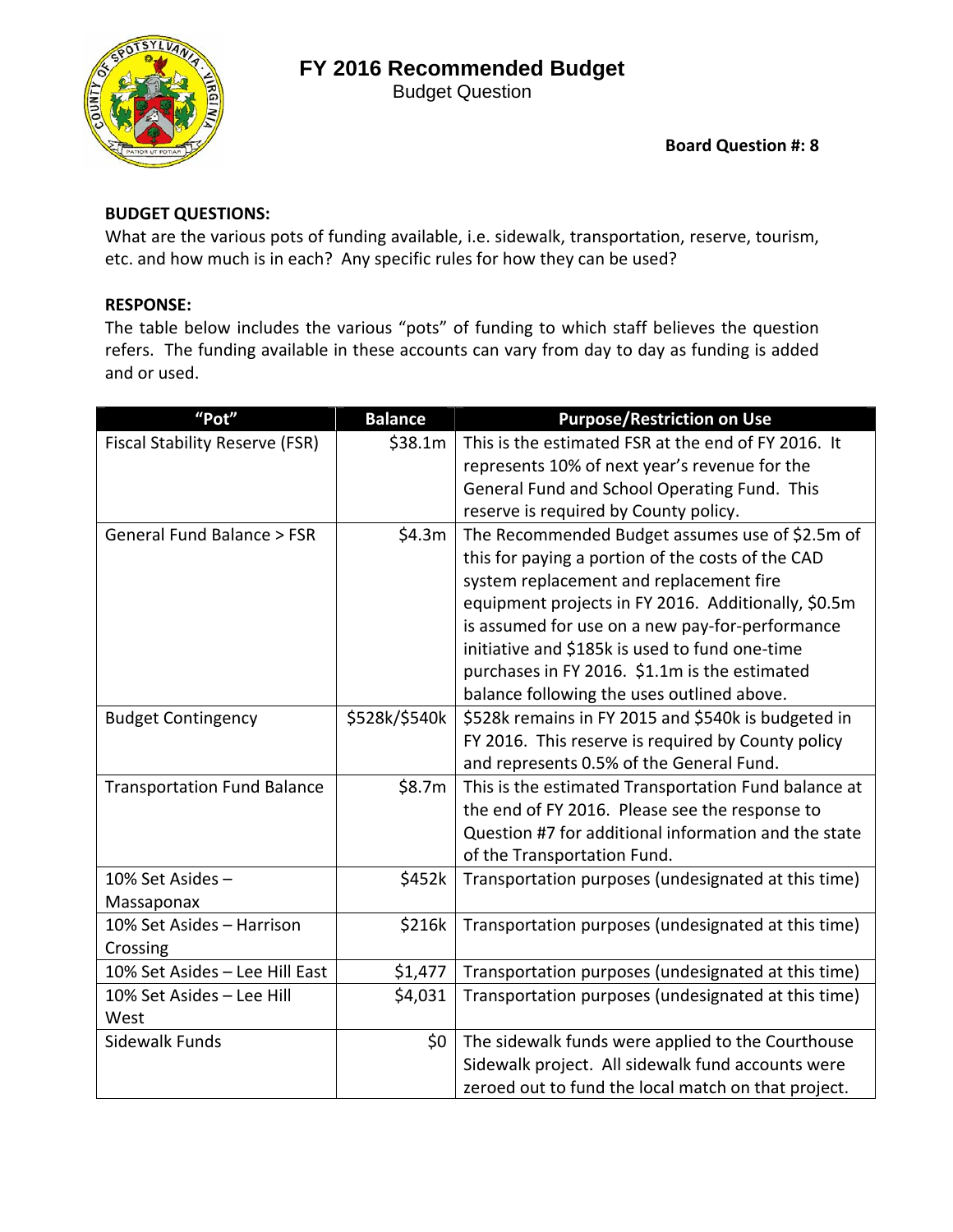# FY 2016 Recommended Budget

Budget Question

**Board Question #: 8**

**BUDGET QUESTIONS:**

What are the various pots of funding available, i.e. sidewalk, transportation, reserve, tourism, etc. and how much is in each? Any specific rules for how they can be used?

**RESPONSE:**

The table below includes the various "pots" of funding to which staff believes the question refers. The funding available in these accounts can vary from day to day as funding is added and or used.

| "Pot" | Balance | Purpose/Restriction on Use |
|---|---|---|
| Fiscal Stability Reserve (FSR) | $38.1m | This is the estimated FSR at the end of FY 2016. It represents 10% of next year's revenue for the General Fund and School Operating Fund. This reserve is required by County policy. |
| General Fund Balance > FSR | $4.3m | The Recommended Budget assumes use of $2.5m of this for paying a portion of the costs of the CAD system replacement and replacement fire equipment projects in FY 2016. Additionally, $0.5m is assumed for use on a new pay-for-performance initiative and $185k is used to fund one-time purchases in FY 2016. $1.1m is the estimated balance following the uses outlined above. |
| Budget Contingency | $528k/$540k | $528k remains in FY 2015 and $540k is budgeted in FY 2016. This reserve is required by County policy and represents 0.5% of the General Fund. |
| Transportation Fund Balance | $8.7m | This is the estimated Transportation Fund balance at the end of FY 2016. Please see the response to Question #7 for additional information and the state of the Transportation Fund. |
| 10% Set Asides – Massaponax | $452k | Transportation purposes (undesignated at this time) |
| 10% Set Asides – Harrison Crossing | $216k | Transportation purposes (undesignated at this time) |
| 10% Set Asides – Lee Hill East | $1,477 | Transportation purposes (undesignated at this time) |
| 10% Set Asides – Lee Hill West | $4,031 | Transportation purposes (undesignated at this time) |
| Sidewalk Funds | $0 | The sidewalk funds were applied to the Courthouse Sidewalk project. All sidewalk fund accounts were zeroed out to fund the local match on that project. |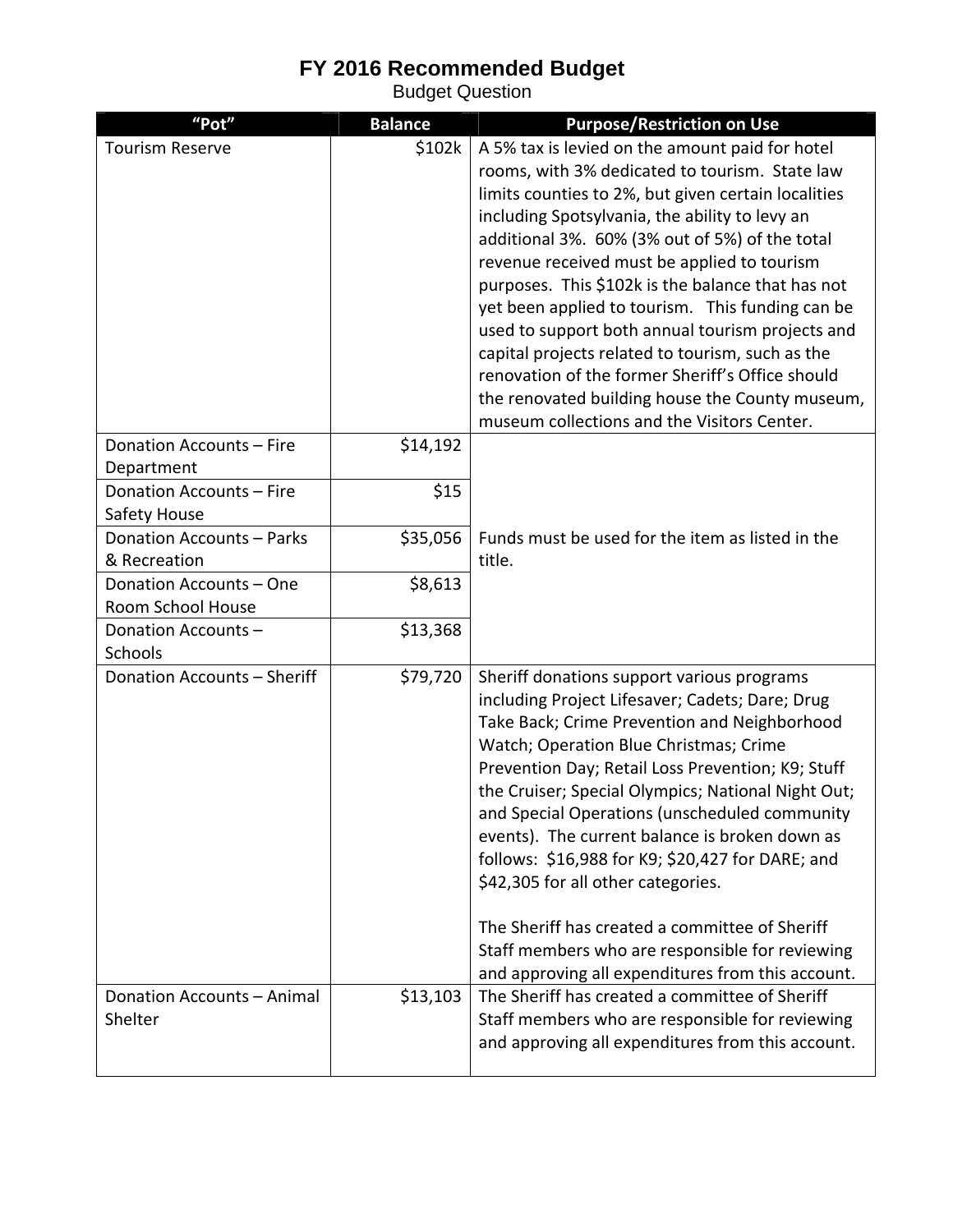# FY 2016 Recommended Budget

Budget Question

| "Pot" | Balance | Purpose/Restriction on Use |
|---|---:|---|
| Tourism Reserve | $102k | A 5% tax is levied on the amount paid for hotel rooms, with 3% dedicated to tourism. State law limits counties to 2%, but given certain localities including Spotsylvania, the ability to levy an additional 3%. 60% (3% out of 5%) of the total revenue received must be applied to tourism purposes. This $102k is the balance that has not yet been applied to tourism. This funding can be used to support both annual tourism projects and capital projects related to tourism, such as the renovation of the former Sheriff's Office should the renovated building house the County museum, museum collections and the Visitors Center. |
| Donation Accounts – Fire Department | $14,192 | Funds must be used for the item as listed in the title. |
| Donation Accounts – Fire Safety House | $15 | |
| Donation Accounts – Parks & Recreation | $35,056 | |
| Donation Accounts – One Room School House | $8,613 | |
| Donation Accounts – Schools | $13,368 | |
| Donation Accounts – Sheriff | $79,720 | Sheriff donations support various programs including Project Lifesaver; Cadets; Dare; Drug Take Back; Crime Prevention and Neighborhood Watch; Operation Blue Christmas; Crime Prevention Day; Retail Loss Prevention; K9; Stuff the Cruiser; Special Olympics; National Night Out; and Special Operations (unscheduled community events). The current balance is broken down as follows: $16,988 for K9; $20,427 for DARE; and $42,305 for all other categories.<br><br>The Sheriff has created a committee of Sheriff Staff members who are responsible for reviewing and approving all expenditures from this account. |
| Donation Accounts – Animal Shelter | $13,103 | The Sheriff has created a committee of Sheriff Staff members who are responsible for reviewing and approving all expenditures from this account. |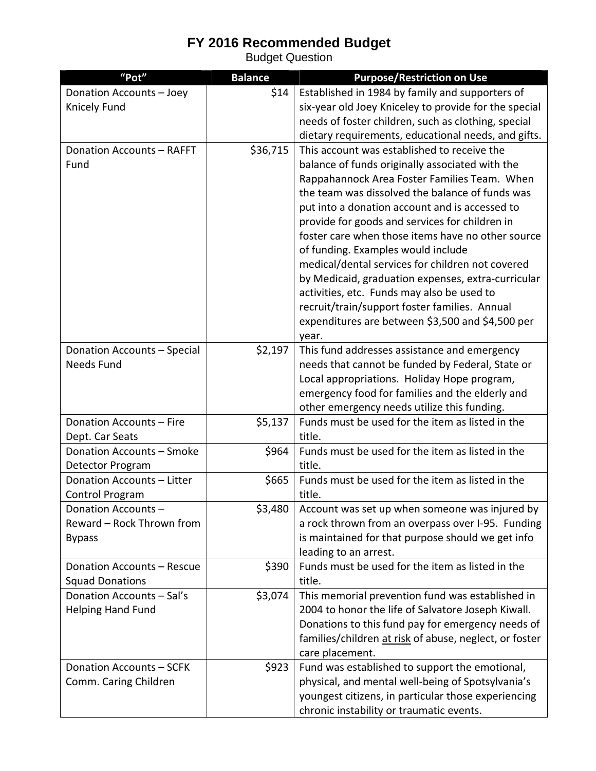# FY 2016 Recommended Budget

Budget Question

| "Pot" | Balance | Purpose/Restriction on Use |
|---|---:|---|
| Donation Accounts – Joey Knicely Fund | $14 | Established in 1984 by family and supporters of six-year old Joey Kniceley to provide for the special needs of foster children, such as clothing, special dietary requirements, educational needs, and gifts. |
| Donation Accounts – RAFFT Fund | $36,715 | This account was established to receive the balance of funds originally associated with the Rappahannock Area Foster Families Team. When the team was dissolved the balance of funds was put into a donation account and is accessed to provide for goods and services for children in foster care when those items have no other source of funding. Examples would include medical/dental services for children not covered by Medicaid, graduation expenses, extra-curricular activities, etc. Funds may also be used to recruit/train/support foster families. Annual expenditures are between $3,500 and $4,500 per year. |
| Donation Accounts – Special Needs Fund | $2,197 | This fund addresses assistance and emergency needs that cannot be funded by Federal, State or Local appropriations. Holiday Hope program, emergency food for families and the elderly and other emergency needs utilize this funding. |
| Donation Accounts – Fire Dept. Car Seats | $5,137 | Funds must be used for the item as listed in the title. |
| Donation Accounts – Smoke Detector Program | $964 | Funds must be used for the item as listed in the title. |
| Donation Accounts – Litter Control Program | $665 | Funds must be used for the item as listed in the title. |
| Donation Accounts – Reward – Rock Thrown from Bypass | $3,480 | Account was set up when someone was injured by a rock thrown from an overpass over I-95. Funding is maintained for that purpose should we get info leading to an arrest. |
| Donation Accounts – Rescue Squad Donations | $390 | Funds must be used for the item as listed in the title. |
| Donation Accounts – Sal's Helping Hand Fund | $3,074 | This memorial prevention fund was established in 2004 to honor the life of Salvatore Joseph Kiwall. Donations to this fund pay for emergency needs of families/children at risk of abuse, neglect, or foster care placement. |
| Donation Accounts – SCFK Comm. Caring Children | $923 | Fund was established to support the emotional, physical, and mental well-being of Spotsylvania's youngest citizens, in particular those experiencing chronic instability or traumatic events. |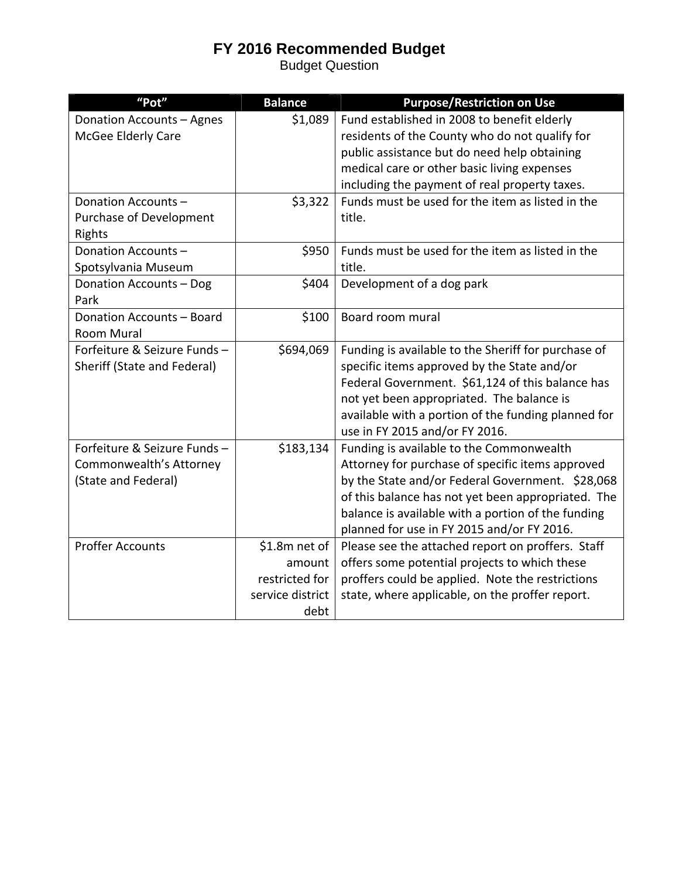# FY 2016 Recommended Budget

Budget Question

| "Pot" | Balance | Purpose/Restriction on Use |
|---|---|---|
| Donation Accounts – Agnes McGee Elderly Care | $1,089 | Fund established in 2008 to benefit elderly residents of the County who do not qualify for public assistance but do need help obtaining medical care or other basic living expenses including the payment of real property taxes. |
| Donation Accounts – Purchase of Development Rights | $3,322 | Funds must be used for the item as listed in the title. |
| Donation Accounts – Spotsylvania Museum | $950 | Funds must be used for the item as listed in the title. |
| Donation Accounts – Dog Park | $404 | Development of a dog park |
| Donation Accounts – Board Room Mural | $100 | Board room mural |
| Forfeiture & Seizure Funds – Sheriff (State and Federal) | $694,069 | Funding is available to the Sheriff for purchase of specific items approved by the State and/or Federal Government. $61,124 of this balance has not yet been appropriated. The balance is available with a portion of the funding planned for use in FY 2015 and/or FY 2016. |
| Forfeiture & Seizure Funds – Commonwealth's Attorney (State and Federal) | $183,134 | Funding is available to the Commonwealth Attorney for purchase of specific items approved by the State and/or Federal Government. $28,068 of this balance has not yet been appropriated. The balance is available with a portion of the funding planned for use in FY 2015 and/or FY 2016. |
| Proffer Accounts | $1.8m net of amount restricted for service district debt | Please see the attached report on proffers. Staff offers some potential projects to which these proffers could be applied. Note the restrictions state, where applicable, on the proffer report. |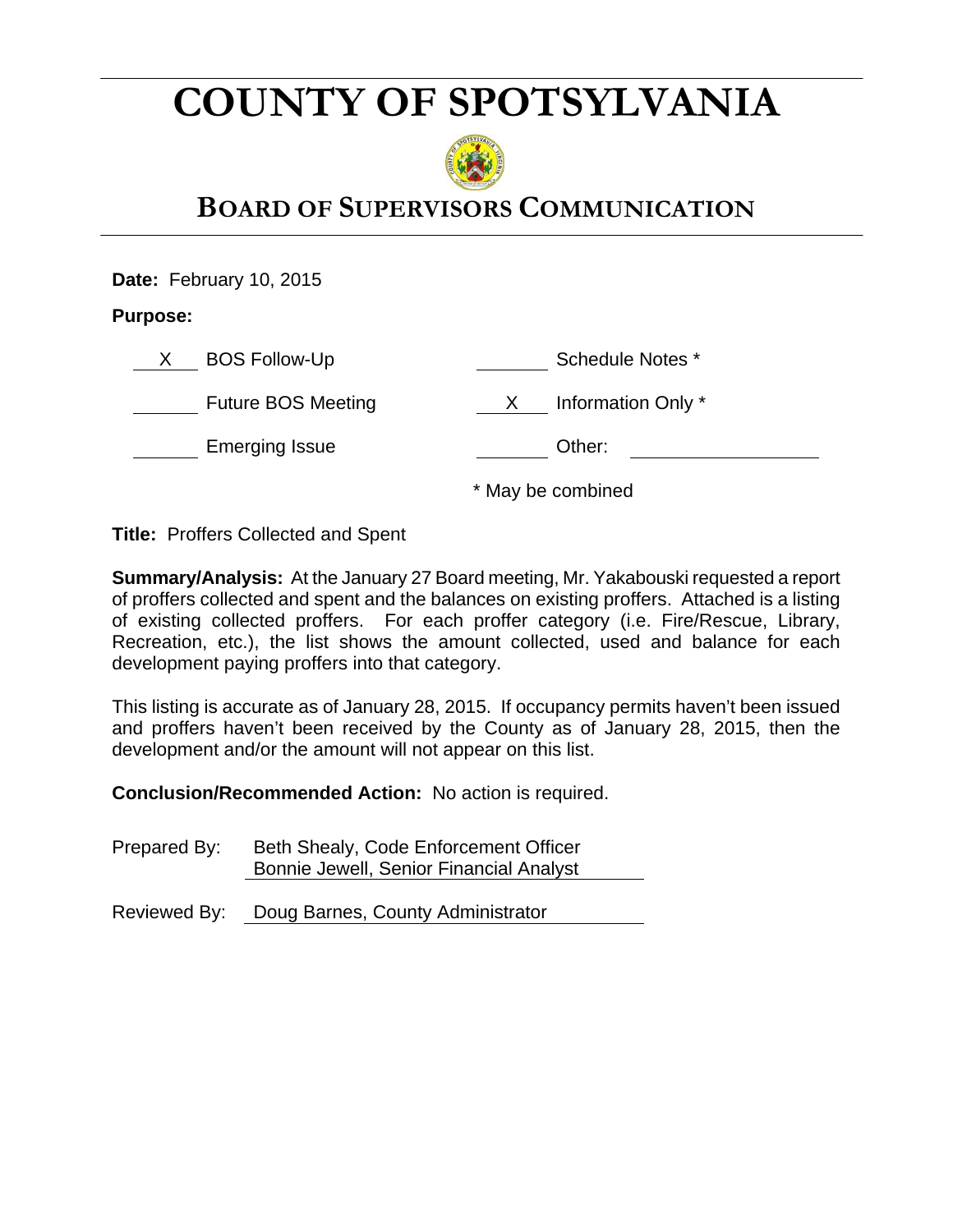# COUNTY OF SPOTSYLVANIA

## BOARD OF SUPERVISORS COMMUNICATION

**Date:** February 10, 2015

**Purpose:**

| | | | |
|---|---|---|---|
| X | BOS Follow-Up | | Schedule Notes * |
| | Future BOS Meeting | X | Information Only * |
| | Emerging Issue | | Other: |

\* May be combined

**Title:** Proffers Collected and Spent

**Summary/Analysis:** At the January 27 Board meeting, Mr. Yakabouski requested a report of proffers collected and spent and the balances on existing proffers. Attached is a listing of existing collected proffers. For each proffer category (i.e. Fire/Rescue, Library, Recreation, etc.), the list shows the amount collected, used and balance for each development paying proffers into that category.

This listing is accurate as of January 28, 2015. If occupancy permits haven't been issued and proffers haven't been received by the County as of January 28, 2015, then the development and/or the amount will not appear on this list.

**Conclusion/Recommended Action:** No action is required.

Prepared By: Beth Shealy, Code Enforcement Officer
Bonnie Jewell, Senior Financial Analyst

Reviewed By: Doug Barnes, County Administrator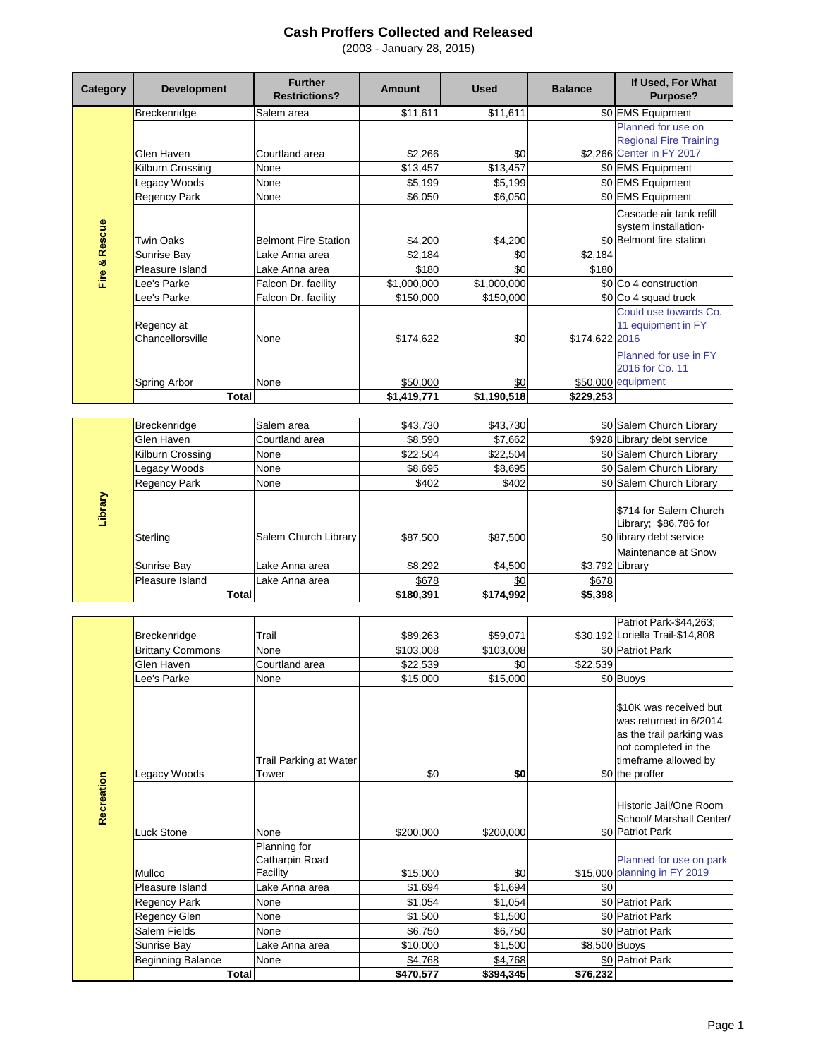# Cash Proffers Collected and Released

(2003 - January 28, 2015)

| Category | Development | Further Restrictions? | Amount | Used | Balance | If Used, For What Purpose? |
|---|---|---|---|---|---|---|
| Fire & Rescue | Breckenridge | Salem area | $11,611 | $11,611 | $0 | EMS Equipment |
| | Glen Haven | Courtland area | $2,266 | $0 | $2,266 | Planned for use on Regional Fire Training Center in FY 2017 |
| | Kilburn Crossing | None | $13,457 | $13,457 | $0 | EMS Equipment |
| | Legacy Woods | None | $5,199 | $5,199 | $0 | EMS Equipment |
| | Regency Park | None | $6,050 | $6,050 | $0 | EMS Equipment |
| | Twin Oaks | Belmont Fire Station | $4,200 | $4,200 | $0 | Cascade air tank refill system installation- Belmont fire station |
| | Sunrise Bay | Lake Anna area | $2,184 | $0 | $2,184 | |
| | Pleasure Island | Lake Anna area | $180 | $0 | $180 | |
| | Lee's Parke | Falcon Dr. facility | $1,000,000 | $1,000,000 | $0 | Co 4 construction |
| | Lee's Parke | Falcon Dr. facility | $150,000 | $150,000 | $0 | Co 4 squad truck |
| | Regency at Chancellorsville | None | $174,622 | $0 | $174,622 | Could use towards Co. 11 equipment in FY 2016 |
| | Spring Arbor | None | $50,000 | $0 | $50,000 | Planned for use in FY 2016 for Co. 11 equipment |
| | **Total** | | **$1,419,771** | **$1,190,518** | **$229,253** | |
| Library | Breckenridge | Salem area | $43,730 | $43,730 | $0 | Salem Church Library |
| | Glen Haven | Courtland area | $8,590 | $7,662 | $928 | Library debt service |
| | Kilburn Crossing | None | $22,504 | $22,504 | $0 | Salem Church Library |
| | Legacy Woods | None | $8,695 | $8,695 | $0 | Salem Church Library |
| | Regency Park | None | $402 | $402 | $0 | Salem Church Library |
| | Sterling | Salem Church Library | $87,500 | $87,500 | $0 | $714 for Salem Church Library; $86,786 for library debt service |
| | Sunrise Bay | Lake Anna area | $8,292 | $4,500 | $3,792 | Maintenance at Snow Library |
| | Pleasure Island | Lake Anna area | $678 | $0 | $678 | |
| | **Total** | | **$180,391** | **$174,992** | **$5,398** | |
| Recreation | Breckenridge | Trail | $89,263 | $59,071 | $30,192 | Patriot Park-$44,263; Loriella Trail-$14,808 |
| | Brittany Commons | None | $103,008 | $103,008 | $0 | Patriot Park |
| | Glen Haven | Courtland area | $22,539 | $0 | $22,539 | |
| | Lee's Parke | None | $15,000 | $15,000 | $0 | Buoys |
| | Legacy Woods | Trail Parking at Water Tower | $0 | **$0** | $0 | $10K was received but was returned in 6/2014 as the trail parking was not completed in the timeframe allowed by the proffer |
| | Luck Stone | None | $200,000 | $200,000 | $0 | Historic Jail/One Room School/ Marshall Center/ Patriot Park |
| | Mullco | Planning for Catharpin Road Facility | $15,000 | $0 | $15,000 | Planned for use on park planning in FY 2019 |
| | Pleasure Island | Lake Anna area | $1,694 | $1,694 | $0 | |
| | Regency Park | None | $1,054 | $1,054 | $0 | Patriot Park |
| | Regency Glen | None | $1,500 | $1,500 | $0 | Patriot Park |
| | Salem Fields | None | $6,750 | $6,750 | $0 | Patriot Park |
| | Sunrise Bay | Lake Anna area | $10,000 | $1,500 | $8,500 | Buoys |
| | Beginning Balance | None | $4,768 | $4,768 | $0 | Patriot Park |
| | **Total** | | **$470,577** | **$394,345** | **$76,232** | |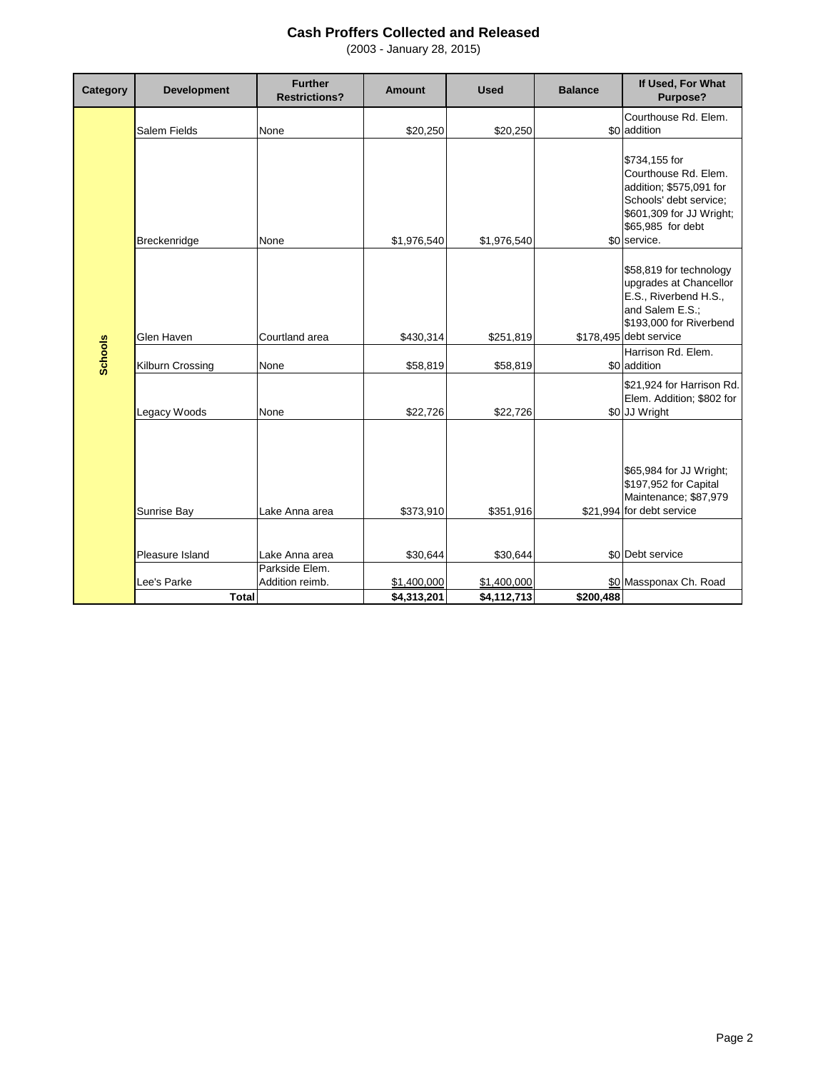# Cash Proffers Collected and Released

(2003 - January 28, 2015)

| Category | Development | Further Restrictions? | Amount | Used | Balance | If Used, For What Purpose? |
|---|---|---|---|---|---|---|
| Schools | Salem Fields | None | $20,250 | $20,250 | $0 | Courthouse Rd. Elem. addition |
| | Breckenridge | None | $1,976,540 | $1,976,540 | $0 | $734,155 for Courthouse Rd. Elem. addition; $575,091 for Schools' debt service; $601,309 for JJ Wright; $65,985 for debt service. |
| | Glen Haven | Courtland area | $430,314 | $251,819 | $178,495 | $58,819 for technology upgrades at Chancellor E.S., Riverbend H.S., and Salem E.S.; $193,000 for Riverbend debt service |
| | Kilburn Crossing | None | $58,819 | $58,819 | $0 | Harrison Rd. Elem. addition |
| | Legacy Woods | None | $22,726 | $22,726 | $0 | $21,924 for Harrison Rd. Elem. Addition; $802 for JJ Wright |
| | Sunrise Bay | Lake Anna area | $373,910 | $351,916 | $21,994 | $65,984 for JJ Wright; $197,952 for Capital Maintenance; $87,979 for debt service |
| | Pleasure Island | Lake Anna area | $30,644 | $30,644 | $0 | Debt service |
| | Lee's Parke | Parkside Elem. Addition reimb. | $1,400,000 | $1,400,000 | $0 | Massponax Ch. Road |
| | **Total** | | **$4,313,201** | **$4,112,713** | **$200,488** | |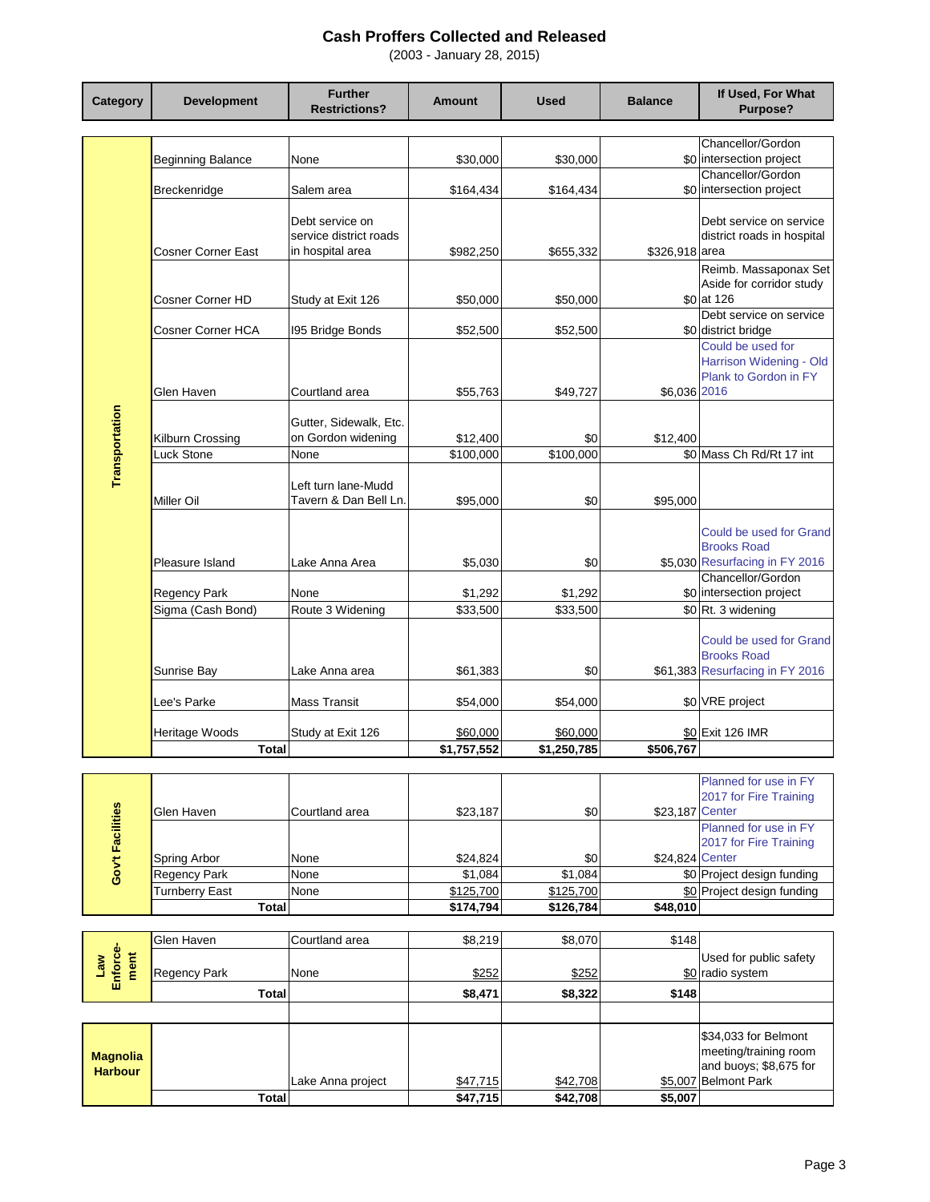# Cash Proffers Collected and Released

(2003 - January 28, 2015)

| Category | Development | Further Restrictions? | Amount | Used | Balance | If Used, For What Purpose? |
|---|---|---|---|---|---|---|
| Transportation | Beginning Balance | None | $30,000 | $30,000 | $0 | Chancellor/Gordon intersection project |
| | Breckenridge | Salem area | $164,434 | $164,434 | $0 | Chancellor/Gordon intersection project |
| | Cosner Corner East | Debt service on service district roads in hospital area | $982,250 | $655,332 | $326,918 | Debt service on service district roads in hospital area |
| | Cosner Corner HD | Study at Exit 126 | $50,000 | $50,000 | $0 | Reimb. Massaponax Set Aside for corridor study at 126 |
| | Cosner Corner HCA | I95 Bridge Bonds | $52,500 | $52,500 | $0 | Debt service on service district bridge |
| | Glen Haven | Courtland area | $55,763 | $49,727 | $6,036 | Could be used for Harrison Widening - Old Plank to Gordon in FY 2016 |
| | Kilburn Crossing | Gutter, Sidewalk, Etc. on Gordon widening | $12,400 | $0 | $12,400 | |
| | Luck Stone | None | $100,000 | $100,000 | $0 | Mass Ch Rd/Rt 17 int |
| | Miller Oil | Left turn lane-Mudd Tavern & Dan Bell Ln. | $95,000 | $0 | $95,000 | |
| | Pleasure Island | Lake Anna Area | $5,030 | $0 | $5,030 | Could be used for Grand Brooks Road Resurfacing in FY 2016 |
| | Regency Park | None | $1,292 | $1,292 | $0 | Chancellor/Gordon intersection project |
| | Sigma (Cash Bond) | Route 3 Widening | $33,500 | $33,500 | $0 | Rt. 3 widening |
| | Sunrise Bay | Lake Anna area | $61,383 | $0 | $61,383 | Could be used for Grand Brooks Road Resurfacing in FY 2016 |
| | Lee's Parke | Mass Transit | $54,000 | $54,000 | $0 | VRE project |
| | Heritage Woods | Study at Exit 126 | $60,000 | $60,000 | $0 | Exit 126 IMR |
| | **Total** | | **$1,757,552** | **$1,250,785** | **$506,767** | |
| Gov't Facilities | Glen Haven | Courtland area | $23,187 | $0 | $23,187 | Planned for use in FY 2017 for Fire Training Center |
| | Spring Arbor | None | $24,824 | $0 | $24,824 | Planned for use in FY 2017 for Fire Training Center |
| | Regency Park | None | $1,084 | $1,084 | $0 | Project design funding |
| | Turnberry East | None | $125,700 | $125,700 | $0 | Project design funding |
| | **Total** | | **$174,794** | **$126,784** | **$48,010** | |
| Law Enforcement | Glen Haven | Courtland area | $8,219 | $8,070 | $148 | |
| | Regency Park | None | $252 | $252 | $0 | Used for public safety radio system |
| | **Total** | | **$8,471** | **$8,322** | **$148** | |
| Magnolia Harbour | | Lake Anna project | $47,715 | $42,708 | $5,007 | $34,033 for Belmont meeting/training room and buoys; $8,675 for Belmont Park |
| | **Total** | | **$47,715** | **$42,708** | **$5,007** | |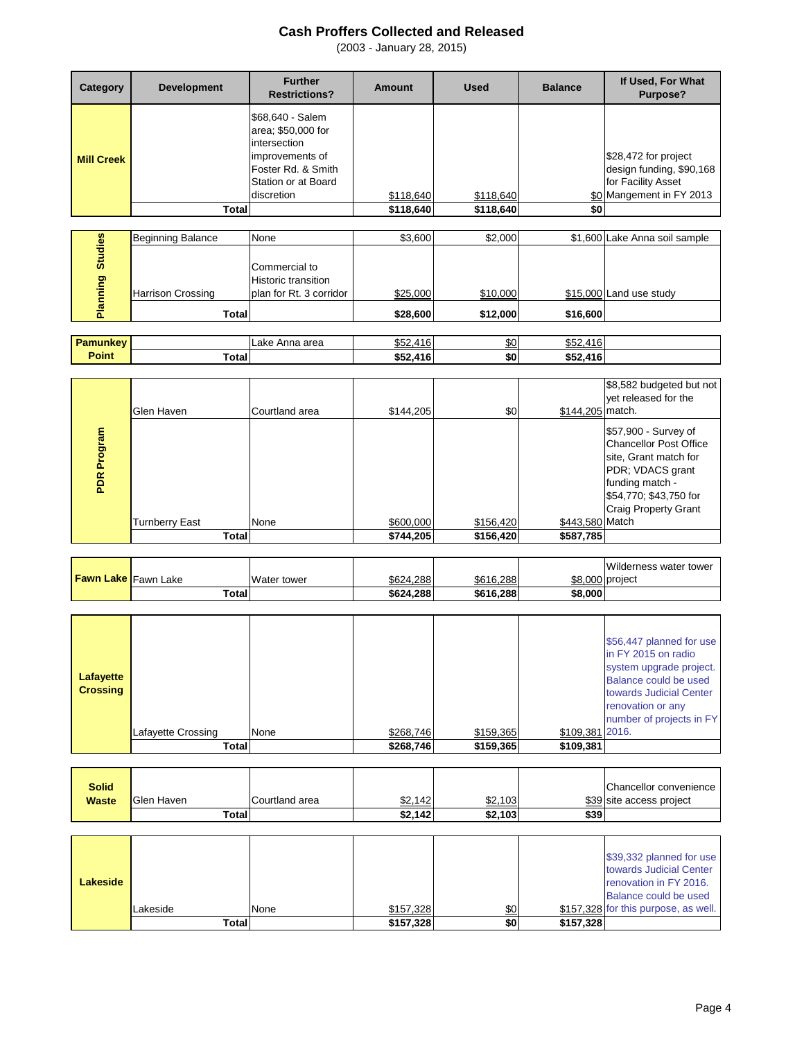# Cash Proffers Collected and Released

(2003 - January 28, 2015)

| Category | Development | Further Restrictions? | Amount | Used | Balance | If Used, For What Purpose? |
|---|---|---|---|---|---|---|
| Mill Creek | | $68,640 - Salem area; $50,000 for intersection improvements of Foster Rd. & Smith Station or at Board discretion | $118,640 | $118,640 | $0 | $28,472 for project design funding, $90,168 for Facility Asset Mangement in FY 2013 |
| | Total | | $118,640 | $118,640 | $0 | |
| Planning Studies | Beginning Balance | None | $3,600 | $2,000 | $1,600 | Lake Anna soil sample |
| | Harrison Crossing | Commercial to Historic transition plan for Rt. 3 corridor | $25,000 | $10,000 | $15,000 | Land use study |
| | Total | | $28,600 | $12,000 | $16,600 | |
| Pamunkey Point | | Lake Anna area | $52,416 | $0 | $52,416 | |
| | Total | | $52,416 | $0 | $52,416 | |
| PDR Program | Glen Haven | Courtland area | $144,205 | $0 | $144,205 | $8,582 budgeted but not yet released for the match. |
| | Turnberry East | None | $600,000 | $156,420 | $443,580 | $57,900 - Survey of Chancellor Post Office site, Grant match for PDR; VDACS grant funding match - $54,770; $43,750 for Craig Property Grant Match |
| | Total | | $744,205 | $156,420 | $587,785 | |
| Fawn Lake | Fawn Lake | Water tower | $624,288 | $616,288 | $8,000 | Wilderness water tower project |
| | Total | | $624,288 | $616,288 | $8,000 | |
| Lafayette Crossing | Lafayette Crossing | None | $268,746 | $159,365 | $109,381 | $56,447 planned for use in FY 2015 on radio system upgrade project. Balance could be used towards Judicial Center renovation or any number of projects in FY 2016. |
| | Total | | $268,746 | $159,365 | $109,381 | |
| Solid Waste | Glen Haven | Courtland area | $2,142 | $2,103 | $39 | Chancellor convenience site access project |
| | Total | | $2,142 | $2,103 | $39 | |
| Lakeside | Lakeside | None | $157,328 | $0 | $157,328 | $39,332 planned for use towards Judicial Center renovation in FY 2016. Balance could be used for this purpose, as well. |
| | Total | | $157,328 | $0 | $157,328 | |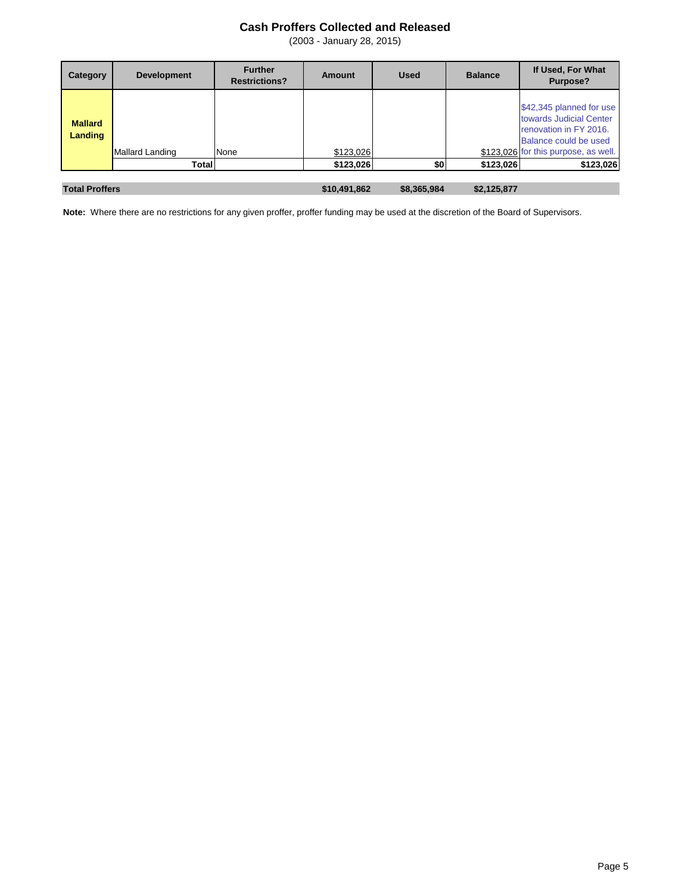## Cash Proffers Collected and Released

(2003 - January 28, 2015)

| Category | Development | Further Restrictions? | Amount | Used | Balance | If Used, For What Purpose? |
|---|---|---|---|---|---|---|
| **Mallard Landing** | Mallard Landing | None | $123,026 | | $123,026 | $42,345 planned for use towards Judicial Center renovation in FY 2016. Balance could be used for this purpose, as well. |
| | **Total** | | **$123,026** | **$0** | **$123,026** | **$123,026** |
| **Total Proffers** | | | **$10,491,862** | **$8,365,984** | **$2,125,877** | |

**Note:** Where there are no restrictions for any given proffer, proffer funding may be used at the discretion of the Board of Supervisors.